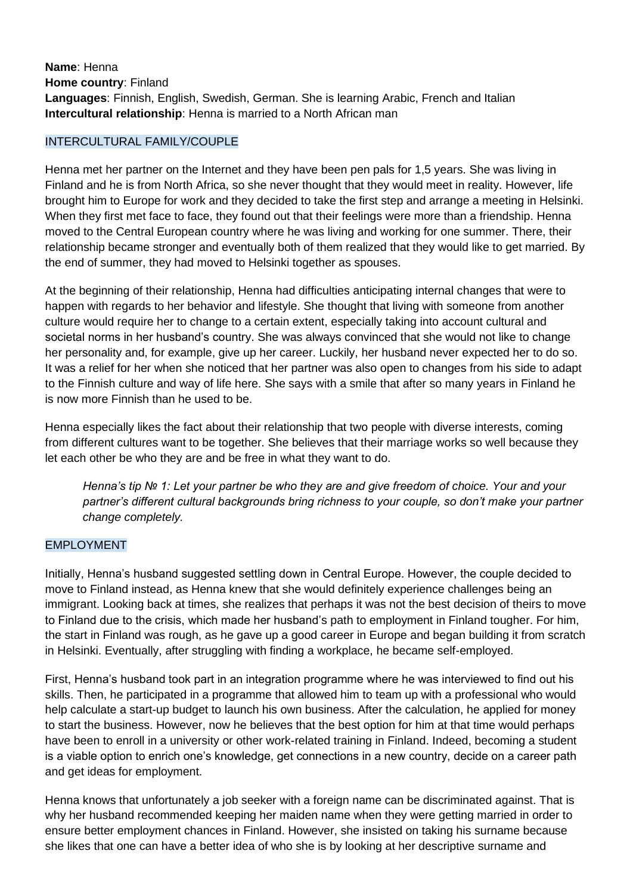**Name**: Henna
**Home country**: Finland
**Languages**: Finnish, English, Swedish, German. She is learning Arabic, French and Italian
**Intercultural relationship**: Henna is married to a North African man

## INTERCULTURAL FAMILY/COUPLE

Henna met her partner on the Internet and they have been pen pals for 1,5 years. She was living in Finland and he is from North Africa, so she never thought that they would meet in reality. However, life brought him to Europe for work and they decided to take the first step and arrange a meeting in Helsinki. When they first met face to face, they found out that their feelings were more than a friendship. Henna moved to the Central European country where he was living and working for one summer. There, their relationship became stronger and eventually both of them realized that they would like to get married. By the end of summer, they had moved to Helsinki together as spouses.

At the beginning of their relationship, Henna had difficulties anticipating internal changes that were to happen with regards to her behavior and lifestyle. She thought that living with someone from another culture would require her to change to a certain extent, especially taking into account cultural and societal norms in her husband's country. She was always convinced that she would not like to change her personality and, for example, give up her career. Luckily, her husband never expected her to do so. It was a relief for her when she noticed that her partner was also open to changes from his side to adapt to the Finnish culture and way of life here. She says with a smile that after so many years in Finland he is now more Finnish than he used to be.

Henna especially likes the fact about their relationship that two people with diverse interests, coming from different cultures want to be together. She believes that their marriage works so well because they let each other be who they are and be free in what they want to do.

> *Henna's tip № 1: Let your partner be who they are and give freedom of choice. Your and your partner's different cultural backgrounds bring richness to your couple, so don't make your partner change completely.*

## EMPLOYMENT

Initially, Henna's husband suggested settling down in Central Europe. However, the couple decided to move to Finland instead, as Henna knew that she would definitely experience challenges being an immigrant. Looking back at times, she realizes that perhaps it was not the best decision of theirs to move to Finland due to the crisis, which made her husband's path to employment in Finland tougher. For him, the start in Finland was rough, as he gave up a good career in Europe and began building it from scratch in Helsinki. Eventually, after struggling with finding a workplace, he became self-employed.

First, Henna's husband took part in an integration programme where he was interviewed to find out his skills. Then, he participated in a programme that allowed him to team up with a professional who would help calculate a start-up budget to launch his own business. After the calculation, he applied for money to start the business. However, now he believes that the best option for him at that time would perhaps have been to enroll in a university or other work-related training in Finland. Indeed, becoming a student is a viable option to enrich one's knowledge, get connections in a new country, decide on a career path and get ideas for employment.

Henna knows that unfortunately a job seeker with a foreign name can be discriminated against. That is why her husband recommended keeping her maiden name when they were getting married in order to ensure better employment chances in Finland. However, she insisted on taking his surname because she likes that one can have a better idea of who she is by looking at her descriptive surname and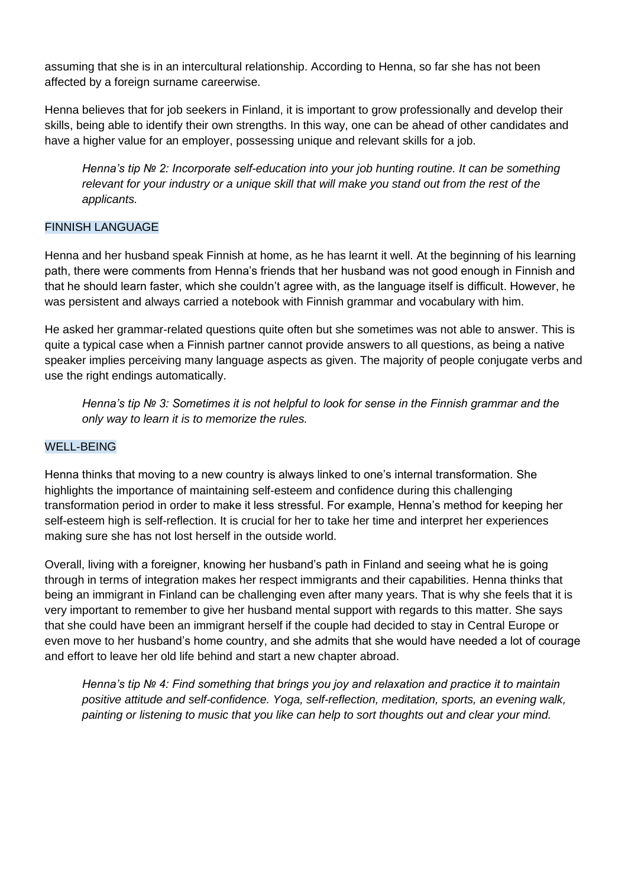assuming that she is in an intercultural relationship. According to Henna, so far she has not been affected by a foreign surname careerwise.

Henna believes that for job seekers in Finland, it is important to grow professionally and develop their skills, being able to identify their own strengths. In this way, one can be ahead of other candidates and have a higher value for an employer, possessing unique and relevant skills for a job.

> *Henna's tip № 2: Incorporate self-education into your job hunting routine. It can be something relevant for your industry or a unique skill that will make you stand out from the rest of the applicants.*

## FINNISH LANGUAGE

Henna and her husband speak Finnish at home, as he has learnt it well. At the beginning of his learning path, there were comments from Henna's friends that her husband was not good enough in Finnish and that he should learn faster, which she couldn't agree with, as the language itself is difficult. However, he was persistent and always carried a notebook with Finnish grammar and vocabulary with him.

He asked her grammar-related questions quite often but she sometimes was not able to answer. This is quite a typical case when a Finnish partner cannot provide answers to all questions, as being a native speaker implies perceiving many language aspects as given. The majority of people conjugate verbs and use the right endings automatically.

> *Henna's tip № 3: Sometimes it is not helpful to look for sense in the Finnish grammar and the only way to learn it is to memorize the rules.*

## WELL-BEING

Henna thinks that moving to a new country is always linked to one's internal transformation. She highlights the importance of maintaining self-esteem and confidence during this challenging transformation period in order to make it less stressful. For example, Henna's method for keeping her self-esteem high is self-reflection. It is crucial for her to take her time and interpret her experiences making sure she has not lost herself in the outside world.

Overall, living with a foreigner, knowing her husband's path in Finland and seeing what he is going through in terms of integration makes her respect immigrants and their capabilities. Henna thinks that being an immigrant in Finland can be challenging even after many years. That is why she feels that it is very important to remember to give her husband mental support with regards to this matter. She says that she could have been an immigrant herself if the couple had decided to stay in Central Europe or even move to her husband's home country, and she admits that she would have needed a lot of courage and effort to leave her old life behind and start a new chapter abroad.

> *Henna's tip № 4: Find something that brings you joy and relaxation and practice it to maintain positive attitude and self-confidence. Yoga, self-reflection, meditation, sports, an evening walk, painting or listening to music that you like can help to sort thoughts out and clear your mind.*